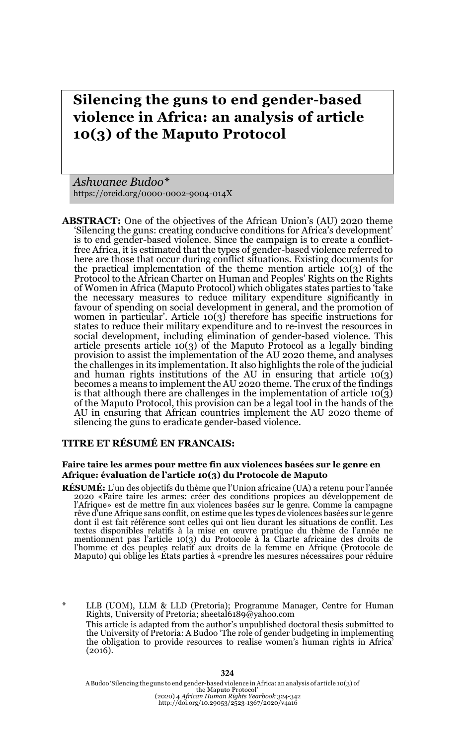# Silencing the guns to end gender-based violence in Africa: an analysis of article 10(3) of the Maputo Protocol

*Ashwanee Budoo\**
https://orcid.org/0000-0002-9004-014X

**ABSTRACT:** One of the objectives of the African Union's (AU) 2020 theme 'Silencing the guns: creating conducive conditions for Africa's development' is to end gender-based violence. Since the campaign is to create a conflict-free Africa, it is estimated that the types of gender-based violence referred to here are those that occur during conflict situations. Existing documents for the practical implementation of the theme mention article 10(3) of the Protocol to the African Charter on Human and Peoples' Rights on the Rights of Women in Africa (Maputo Protocol) which obligates states parties to 'take the necessary measures to reduce military expenditure significantly in favour of spending on social development in general, and the promotion of women in particular'. Article 10(3) therefore has specific instructions for states to reduce their military expenditure and to re-invest the resources in social development, including elimination of gender-based violence. This article presents article 10(3) of the Maputo Protocol as a legally binding provision to assist the implementation of the AU 2020 theme, and analyses the challenges in its implementation. It also highlights the role of the judicial and human rights institutions of the AU in ensuring that article 10(3) becomes a means to implement the AU 2020 theme. The crux of the findings is that although there are challenges in the implementation of article 10(3) of the Maputo Protocol, this provision can be a legal tool in the hands of the AU in ensuring that African countries implement the AU 2020 theme of silencing the guns to eradicate gender-based violence.

**TITRE ET RÉSUMÉ EN FRANCAIS:**

**Faire taire les armes pour mettre fin aux violences basées sur le genre en Afrique: évaluation de l'article 10(3) du Protocole de Maputo**

**RÉSUMÉ:** L'un des objectifs du thème que l'Union africaine (UA) a retenu pour l'année 2020 «Faire taire les armes: créer des conditions propices au développement de l'Afrique» est de mettre fin aux violences basées sur le genre. Comme la campagne rêve d'une Afrique sans conflit, on estime que les types de violences basées sur le genre dont il est fait référence sont celles qui ont lieu durant les situations de conflit. Les textes disponibles relatifs à la mise en œuvre pratique du thème de l'année ne mentionnent pas l'article 10(3) du Protocole à la Charte africaine des droits de l'homme et des peuples relatif aux droits de la femme en Afrique (Protocole de Maputo) qui oblige les États parties à «prendre les mesures nécessaires pour réduire

---

\* LLB (UOM), LLM & LLD (Pretoria); Programme Manager, Centre for Human Rights, University of Pretoria; sheetal6189@yahoo.com
This article is adapted from the author's unpublished doctoral thesis submitted to the University of Pretoria: A Budoo 'The role of gender budgeting in implementing the obligation to provide resources to realise women's human rights in Africa' (2016).

A Budoo 'Silencing the guns to end gender-based violence in Africa: an analysis of article 10(3) of the Maputo Protocol' (2020) 4 *African Human Rights Yearbook* 324-342
http://doi.org/10.29053/2523-1367/2020/v4a16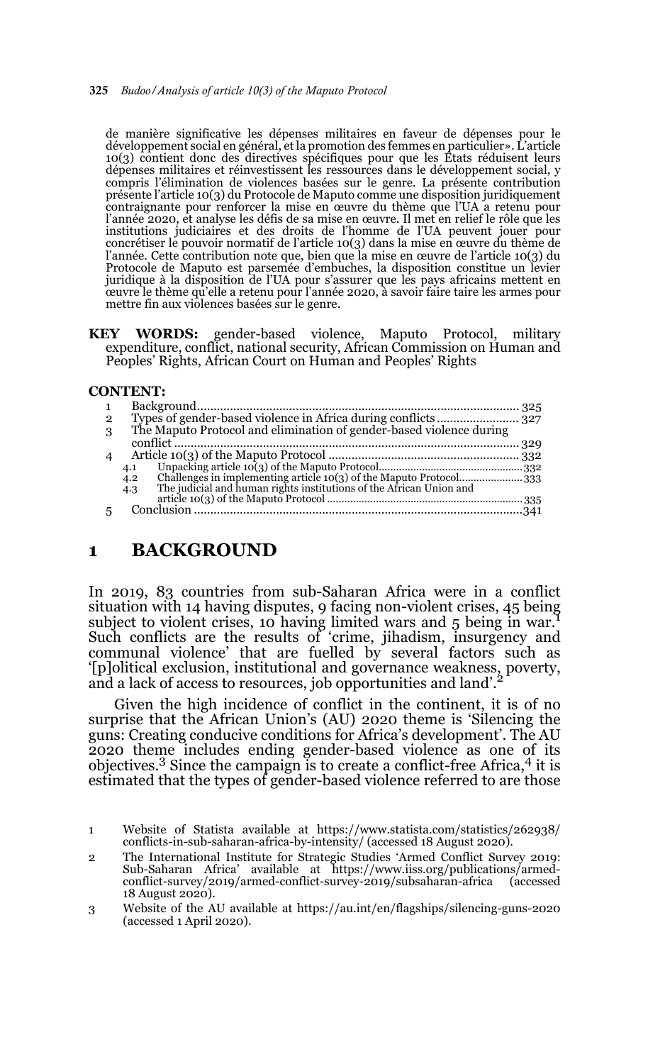de manière significative les dépenses militaires en faveur de dépenses pour le développement social en général, et la promotion des femmes en particulier». L'article 10(3) contient donc des directives spécifiques pour que les États réduisent leurs dépenses militaires et réinvestissent les ressources dans le développement social, y compris l'élimination de violences basées sur le genre. La présente contribution présente l'article 10(3) du Protocole de Maputo comme une disposition juridiquement contraignante pour renforcer la mise en œuvre du thème que l'UA a retenu pour l'année 2020, et analyse les défis de sa mise en œuvre. Il met en relief le rôle que les institutions judiciaires et des droits de l'homme de l'UA peuvent jouer pour concrétiser le pouvoir normatif de l'article 10(3) dans la mise en œuvre du thème de l'année. Cette contribution note que, bien que la mise en œuvre de l'article 10(3) du Protocole de Maputo est parsemée d'embuches, la disposition constitue un levier juridique à la disposition de l'UA pour s'assurer que les pays africains mettent en œuvre le thème qu'elle a retenu pour l'année 2020, à savoir faire taire les armes pour mettre fin aux violences basées sur le genre.

**KEY WORDS:** gender-based violence, Maputo Protocol, military expenditure, conflict, national security, African Commission on Human and Peoples' Rights, African Court on Human and Peoples' Rights

**CONTENT:**

1 Background ... 325
2 Types of gender-based violence in Africa during conflicts ... 327
3 The Maputo Protocol and elimination of gender-based violence during conflict ... 329
4 Article 10(3) of the Maputo Protocol ... 332
 4.1 Unpacking article 10(3) of the Maputo Protocol ... 332
 4.2 Challenges in implementing article 10(3) of the Maputo Protocol ... 333
 4.3 The judicial and human rights institutions of the African Union and article 10(3) of the Maputo Protocol ... 335
5 Conclusion ... 341

# 1 BACKGROUND

In 2019, 83 countries from sub-Saharan Africa were in a conflict situation with 14 having disputes, 9 facing non-violent crises, 45 being subject to violent crises, 10 having limited wars and 5 being in war.[1] Such conflicts are the results of 'crime, jihadism, insurgency and communal violence' that are fuelled by several factors such as '[p]olitical exclusion, institutional and governance weakness, poverty, and a lack of access to resources, job opportunities and land'.[2]

Given the high incidence of conflict in the continent, it is of no surprise that the African Union's (AU) 2020 theme is 'Silencing the guns: Creating conducive conditions for Africa's development'. The AU 2020 theme includes ending gender-based violence as one of its objectives.[3] Since the campaign is to create a conflict-free Africa,[4] it is estimated that the types of gender-based violence referred to are those

1 Website of Statista available at https://www.statista.com/statistics/262938/conflicts-in-sub-saharan-africa-by-intensity/ (accessed 18 August 2020).

2 The International Institute for Strategic Studies 'Armed Conflict Survey 2019: Sub-Saharan Africa' available at https://www.iiss.org/publications/armed-conflict-survey/2019/armed-conflict-survey-2019/subsaharan-africa (accessed 18 August 2020).

3 Website of the AU available at https://au.int/en/flagships/silencing-guns-2020 (accessed 1 April 2020).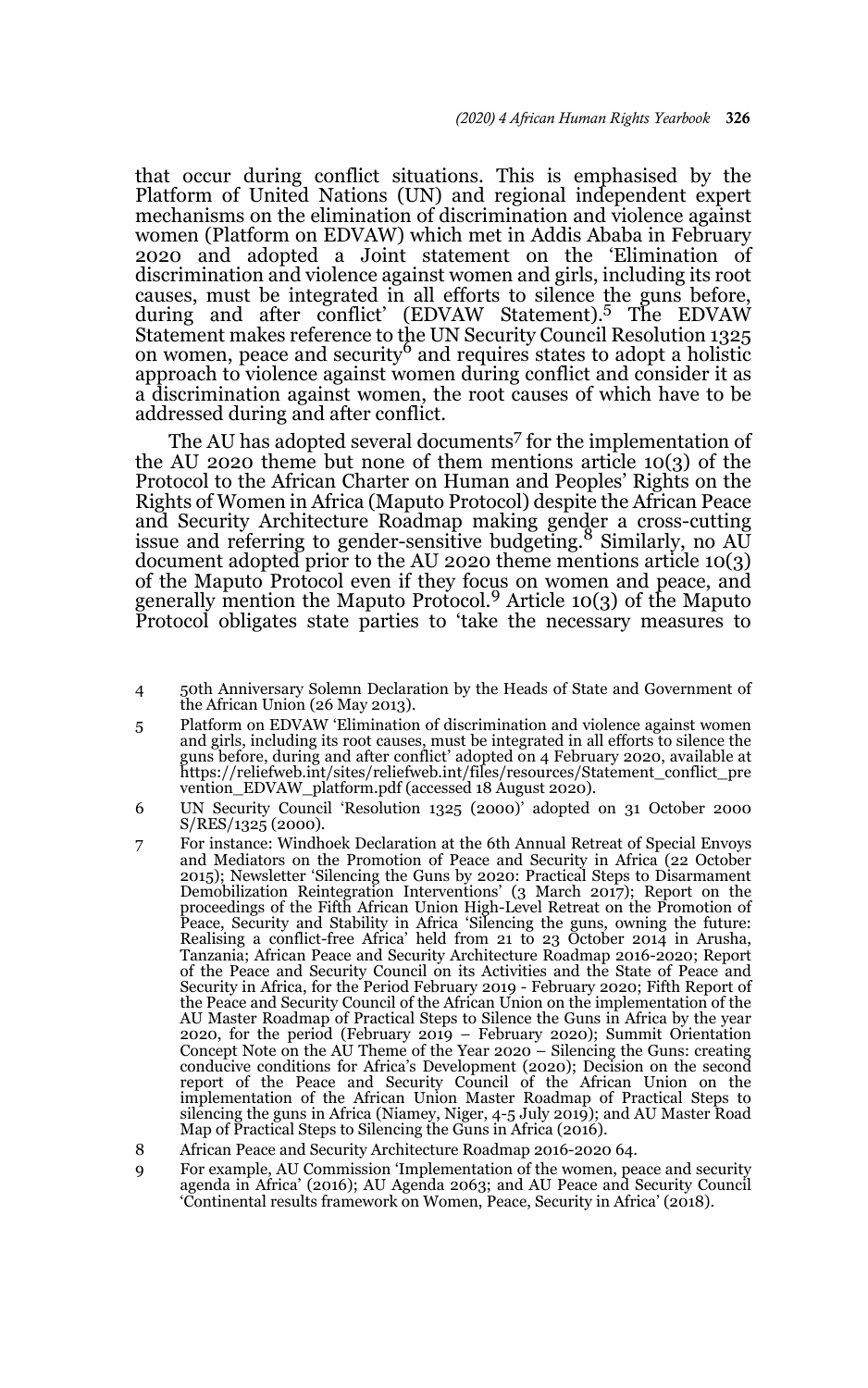that occur during conflict situations. This is emphasised by the Platform of United Nations (UN) and regional independent expert mechanisms on the elimination of discrimination and violence against women (Platform on EDVAW) which met in Addis Ababa in February 2020 and adopted a Joint statement on the 'Elimination of discrimination and violence against women and girls, including its root causes, must be integrated in all efforts to silence the guns before, during and after conflict' (EDVAW Statement).[5] The EDVAW Statement makes reference to the UN Security Council Resolution 1325 on women, peace and security[6] and requires states to adopt a holistic approach to violence against women during conflict and consider it as a discrimination against women, the root causes of which have to be addressed during and after conflict.

The AU has adopted several documents[7] for the implementation of the AU 2020 theme but none of them mentions article 10(3) of the Protocol to the African Charter on Human and Peoples' Rights on the Rights of Women in Africa (Maputo Protocol) despite the African Peace and Security Architecture Roadmap making gender a cross-cutting issue and referring to gender-sensitive budgeting.[8] Similarly, no AU document adopted prior to the AU 2020 theme mentions article 10(3) of the Maputo Protocol even if they focus on women and peace, and generally mention the Maputo Protocol.[9] Article 10(3) of the Maputo Protocol obligates state parties to 'take the necessary measures to

4 50th Anniversary Solemn Declaration by the Heads of State and Government of the African Union (26 May 2013).

5 Platform on EDVAW 'Elimination of discrimination and violence against women and girls, including its root causes, must be integrated in all efforts to silence the guns before, during and after conflict' adopted on 4 February 2020, available at https://reliefweb.int/sites/reliefweb.int/files/resources/Statement_conflict_prevention_EDVAW_platform.pdf (accessed 18 August 2020).

6 UN Security Council 'Resolution 1325 (2000)' adopted on 31 October 2000 S/RES/1325 (2000).

7 For instance: Windhoek Declaration at the 6th Annual Retreat of Special Envoys and Mediators on the Promotion of Peace and Security in Africa (22 October 2015); Newsletter 'Silencing the Guns by 2020: Practical Steps to Disarmament Demobilization Reintegration Interventions' (3 March 2017); Report on the proceedings of the Fifth African Union High-Level Retreat on the Promotion of Peace, Security and Stability in Africa 'Silencing the guns, owning the future: Realising a conflict-free Africa' held from 21 to 23 October 2014 in Arusha, Tanzania; African Peace and Security Architecture Roadmap 2016-2020; Report of the Peace and Security Council on its Activities and the State of Peace and Security in Africa, for the Period February 2019 - February 2020; Fifth Report of the Peace and Security Council of the African Union on the implementation of the AU Master Roadmap of Practical Steps to Silence the Guns in Africa by the year 2020, for the period (February 2019 – February 2020); Summit Orientation Concept Note on the AU Theme of the Year 2020 – Silencing the Guns: creating conducive conditions for Africa's Development (2020); Decision on the second report of the Peace and Security Council of the African Union on the implementation of the African Union Master Roadmap of Practical Steps to silencing the guns in Africa (Niamey, Niger, 4-5 July 2019); and AU Master Road Map of Practical Steps to Silencing the Guns in Africa (2016).

8 African Peace and Security Architecture Roadmap 2016-2020 64.

9 For example, AU Commission 'Implementation of the women, peace and security agenda in Africa' (2016); AU Agenda 2063; and AU Peace and Security Council 'Continental results framework on Women, Peace, Security in Africa' (2018).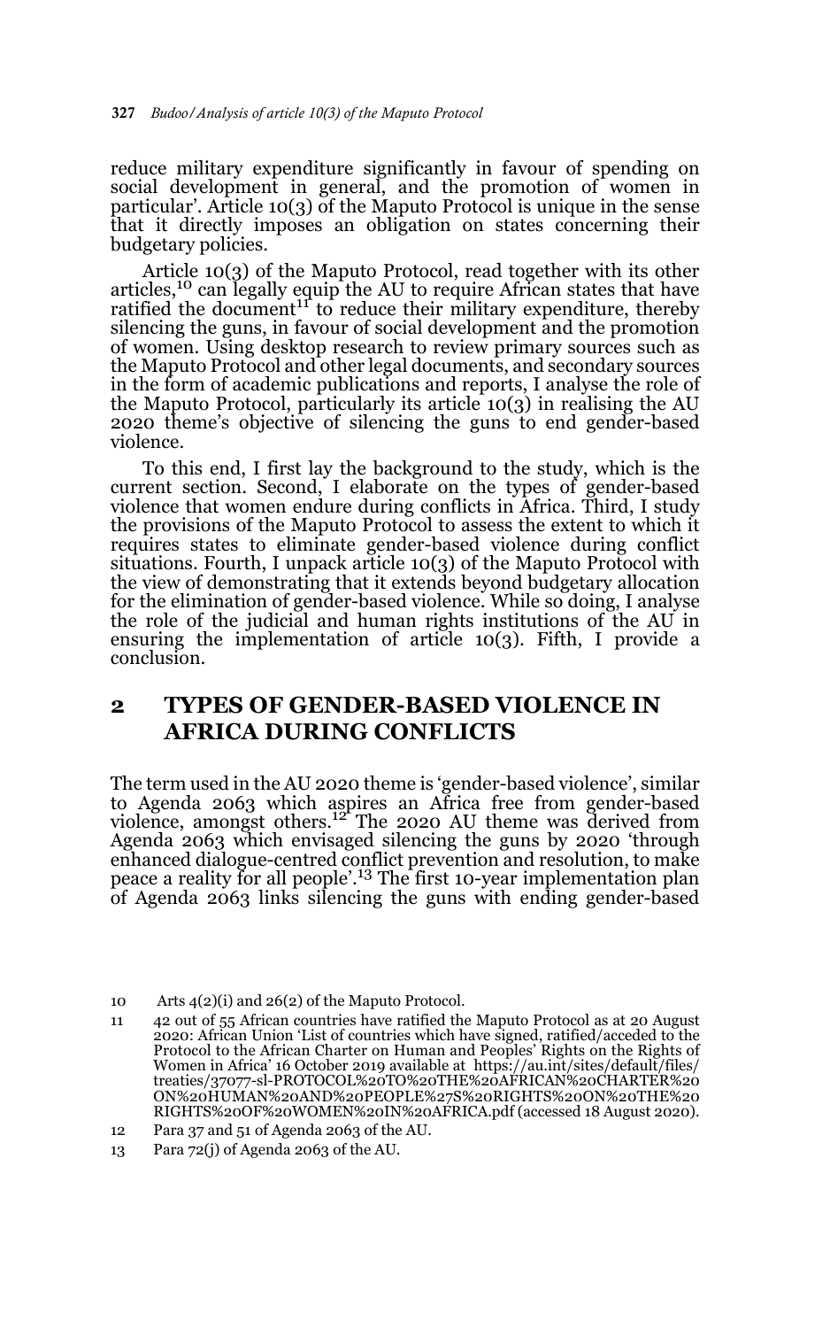reduce military expenditure significantly in favour of spending on social development in general, and the promotion of women in particular'. Article 10(3) of the Maputo Protocol is unique in the sense that it directly imposes an obligation on states concerning their budgetary policies.

Article 10(3) of the Maputo Protocol, read together with its other articles,[10] can legally equip the AU to require African states that have ratified the document[11] to reduce their military expenditure, thereby silencing the guns, in favour of social development and the promotion of women. Using desktop research to review primary sources such as the Maputo Protocol and other legal documents, and secondary sources in the form of academic publications and reports, I analyse the role of the Maputo Protocol, particularly its article 10(3) in realising the AU 2020 theme's objective of silencing the guns to end gender-based violence.

To this end, I first lay the background to the study, which is the current section. Second, I elaborate on the types of gender-based violence that women endure during conflicts in Africa. Third, I study the provisions of the Maputo Protocol to assess the extent to which it requires states to eliminate gender-based violence during conflict situations. Fourth, I unpack article 10(3) of the Maputo Protocol with the view of demonstrating that it extends beyond budgetary allocation for the elimination of gender-based violence. While so doing, I analyse the role of the judicial and human rights institutions of the AU in ensuring the implementation of article 10(3). Fifth, I provide a conclusion.

## 2 TYPES OF GENDER-BASED VIOLENCE IN AFRICA DURING CONFLICTS

The term used in the AU 2020 theme is 'gender-based violence', similar to Agenda 2063 which aspires an Africa free from gender-based violence, amongst others.[12] The 2020 AU theme was derived from Agenda 2063 which envisaged silencing the guns by 2020 'through enhanced dialogue-centred conflict prevention and resolution, to make peace a reality for all people'.[13] The first 10-year implementation plan of Agenda 2063 links silencing the guns with ending gender-based

10 Arts 4(2)(i) and 26(2) of the Maputo Protocol.

11 42 out of 55 African countries have ratified the Maputo Protocol as at 20 August 2020: African Union 'List of countries which have signed, ratified/acceded to the Protocol to the African Charter on Human and Peoples' Rights on the Rights of Women in Africa' 16 October 2019 available at https://au.int/sites/default/files/treaties/37077-sl-PROTOCOL%20TO%20THE%20AFRICAN%20CHARTER%20ON%20HUMAN%20AND%20PEOPLE%27S%20RIGHTS%20ON%20THE%20RIGHTS%20OF%20WOMEN%20IN%20AFRICA.pdf (accessed 18 August 2020).

12 Para 37 and 51 of Agenda 2063 of the AU.

13 Para 72(j) of Agenda 2063 of the AU.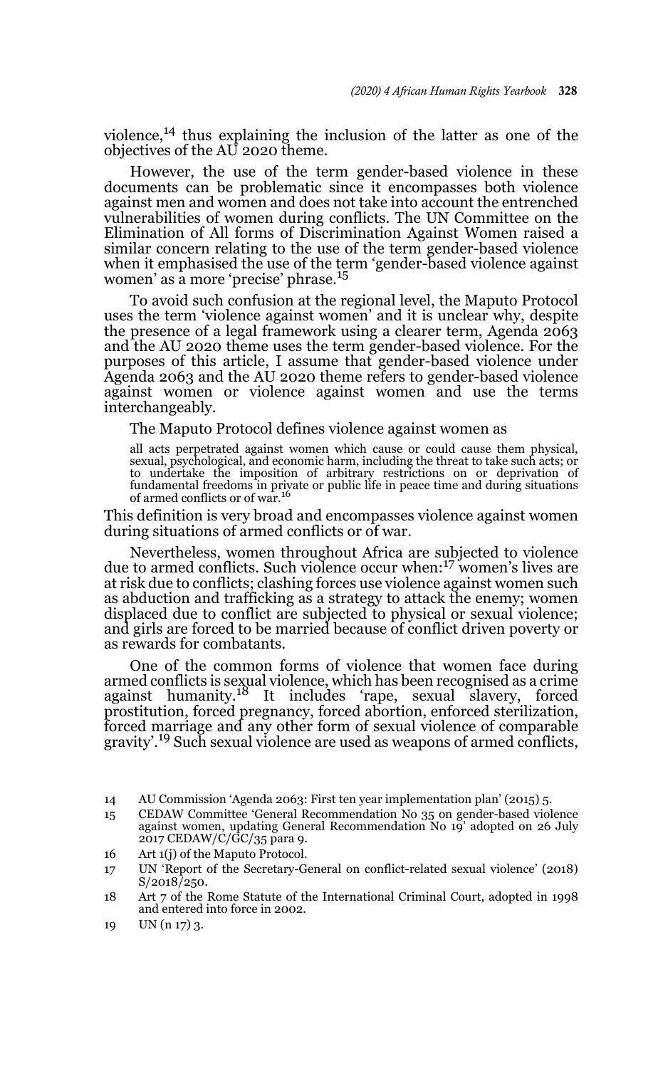violence,[14] thus explaining the inclusion of the latter as one of the objectives of the AU 2020 theme.

However, the use of the term gender-based violence in these documents can be problematic since it encompasses both violence against men and women and does not take into account the entrenched vulnerabilities of women during conflicts. The UN Committee on the Elimination of All forms of Discrimination Against Women raised a similar concern relating to the use of the term gender-based violence when it emphasised the use of the term 'gender-based violence against women' as a more 'precise' phrase.[15]

To avoid such confusion at the regional level, the Maputo Protocol uses the term 'violence against women' and it is unclear why, despite the presence of a legal framework using a clearer term, Agenda 2063 and the AU 2020 theme uses the term gender-based violence. For the purposes of this article, I assume that gender-based violence under Agenda 2063 and the AU 2020 theme refers to gender-based violence against women or violence against women and use the terms interchangeably.

The Maputo Protocol defines violence against women as

> all acts perpetrated against women which cause or could cause them physical, sexual, psychological, and economic harm, including the threat to take such acts; or to undertake the imposition of arbitrary restrictions on or deprivation of fundamental freedoms in private or public life in peace time and during situations of armed conflicts or of war.[16]

This definition is very broad and encompasses violence against women during situations of armed conflicts or of war.

Nevertheless, women throughout Africa are subjected to violence due to armed conflicts. Such violence occur when:[17] women's lives are at risk due to conflicts; clashing forces use violence against women such as abduction and trafficking as a strategy to attack the enemy; women displaced due to conflict are subjected to physical or sexual violence; and girls are forced to be married because of conflict driven poverty or as rewards for combatants.

One of the common forms of violence that women face during armed conflicts is sexual violence, which has been recognised as a crime against humanity.[18] It includes 'rape, sexual slavery, forced prostitution, forced pregnancy, forced abortion, enforced sterilization, forced marriage and any other form of sexual violence of comparable gravity'.[19] Such sexual violence are used as weapons of armed conflicts,

---

14 AU Commission 'Agenda 2063: First ten year implementation plan' (2015) 5.

15 CEDAW Committee 'General Recommendation No 35 on gender-based violence against women, updating General Recommendation No 19' adopted on 26 July 2017 CEDAW/C/GC/35 para 9.

16 Art 1(j) of the Maputo Protocol.

17 UN 'Report of the Secretary-General on conflict-related sexual violence' (2018) S/2018/250.

18 Art 7 of the Rome Statute of the International Criminal Court, adopted in 1998 and entered into force in 2002.

19 UN (n 17) 3.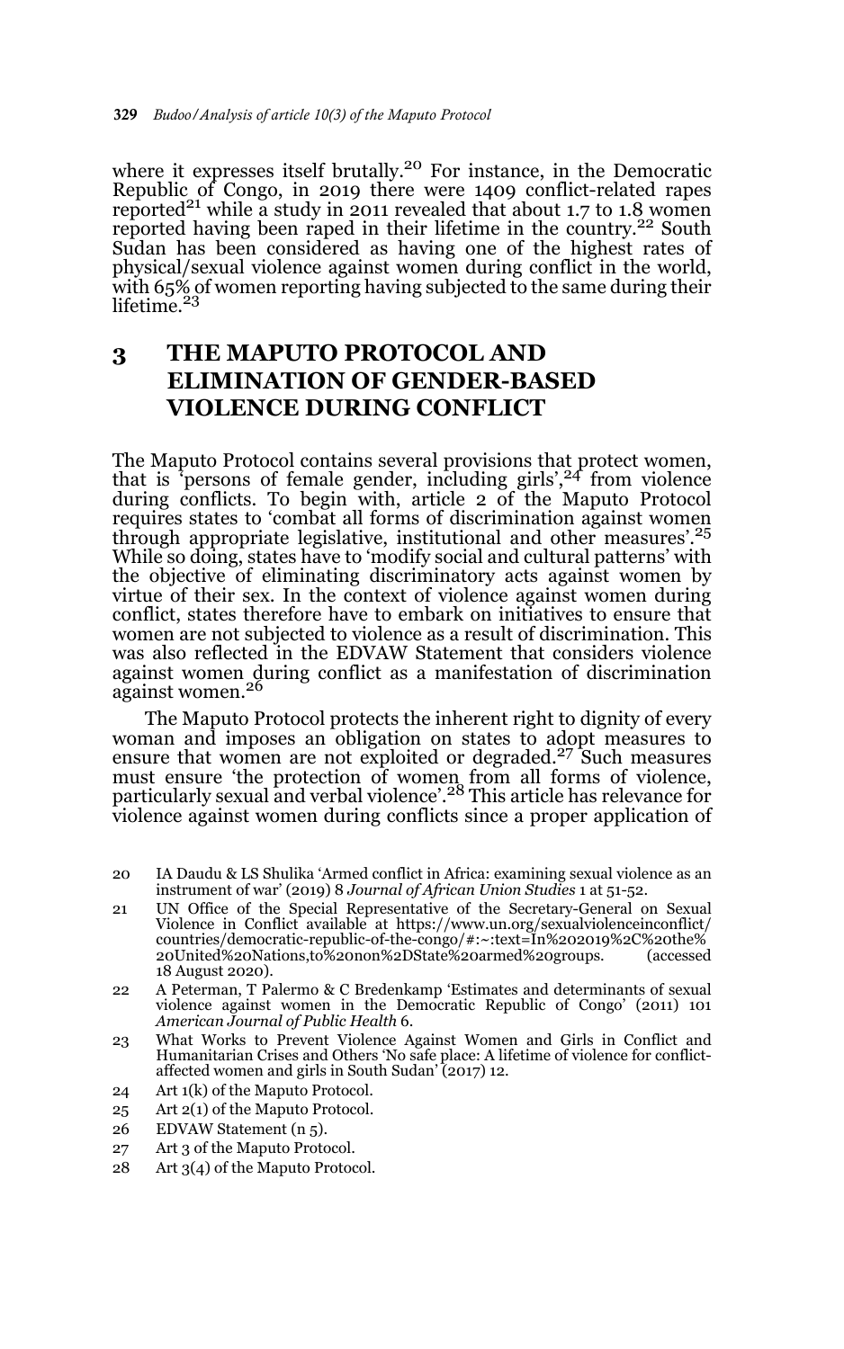where it expresses itself brutally.[20] For instance, in the Democratic Republic of Congo, in 2019 there were 1409 conflict-related rapes reported[21] while a study in 2011 revealed that about 1.7 to 1.8 women reported having been raped in their lifetime in the country.[22] South Sudan has been considered as having one of the highest rates of physical/sexual violence against women during conflict in the world, with 65% of women reporting having subjected to the same during their lifetime.[23]

## 3 THE MAPUTO PROTOCOL AND ELIMINATION OF GENDER-BASED VIOLENCE DURING CONFLICT

The Maputo Protocol contains several provisions that protect women, that is 'persons of female gender, including girls',[24] from violence during conflicts. To begin with, article 2 of the Maputo Protocol requires states to 'combat all forms of discrimination against women through appropriate legislative, institutional and other measures'.[25] While so doing, states have to 'modify social and cultural patterns' with the objective of eliminating discriminatory acts against women by virtue of their sex. In the context of violence against women during conflict, states therefore have to embark on initiatives to ensure that women are not subjected to violence as a result of discrimination. This was also reflected in the EDVAW Statement that considers violence against women during conflict as a manifestation of discrimination against women.[26]

The Maputo Protocol protects the inherent right to dignity of every woman and imposes an obligation on states to adopt measures to ensure that women are not exploited or degraded.[27] Such measures must ensure 'the protection of women from all forms of violence, particularly sexual and verbal violence'.[28] This article has relevance for violence against women during conflicts since a proper application of

20 IA Daudu & LS Shulika 'Armed conflict in Africa: examining sexual violence as an instrument of war' (2019) 8 *Journal of African Union Studies* 1 at 51-52.

21 UN Office of the Special Representative of the Secretary-General on Sexual Violence in Conflict available at https://www.un.org/sexualviolenceinconflict/countries/democratic-republic-of-the-congo/#:~:text=In%202019%2C%20the%20United%20Nations,to%20non%2DState%20armed%20groups. (accessed 18 August 2020).

22 A Peterman, T Palermo & C Bredenkamp 'Estimates and determinants of sexual violence against women in the Democratic Republic of Congo' (2011) 101 *American Journal of Public Health* 6.

23 What Works to Prevent Violence Against Women and Girls in Conflict and Humanitarian Crises and Others 'No safe place: A lifetime of violence for conflict-affected women and girls in South Sudan' (2017) 12.

24 Art 1(k) of the Maputo Protocol.

25 Art 2(1) of the Maputo Protocol.

26 EDVAW Statement (n 5).

27 Art 3 of the Maputo Protocol.

28 Art 3(4) of the Maputo Protocol.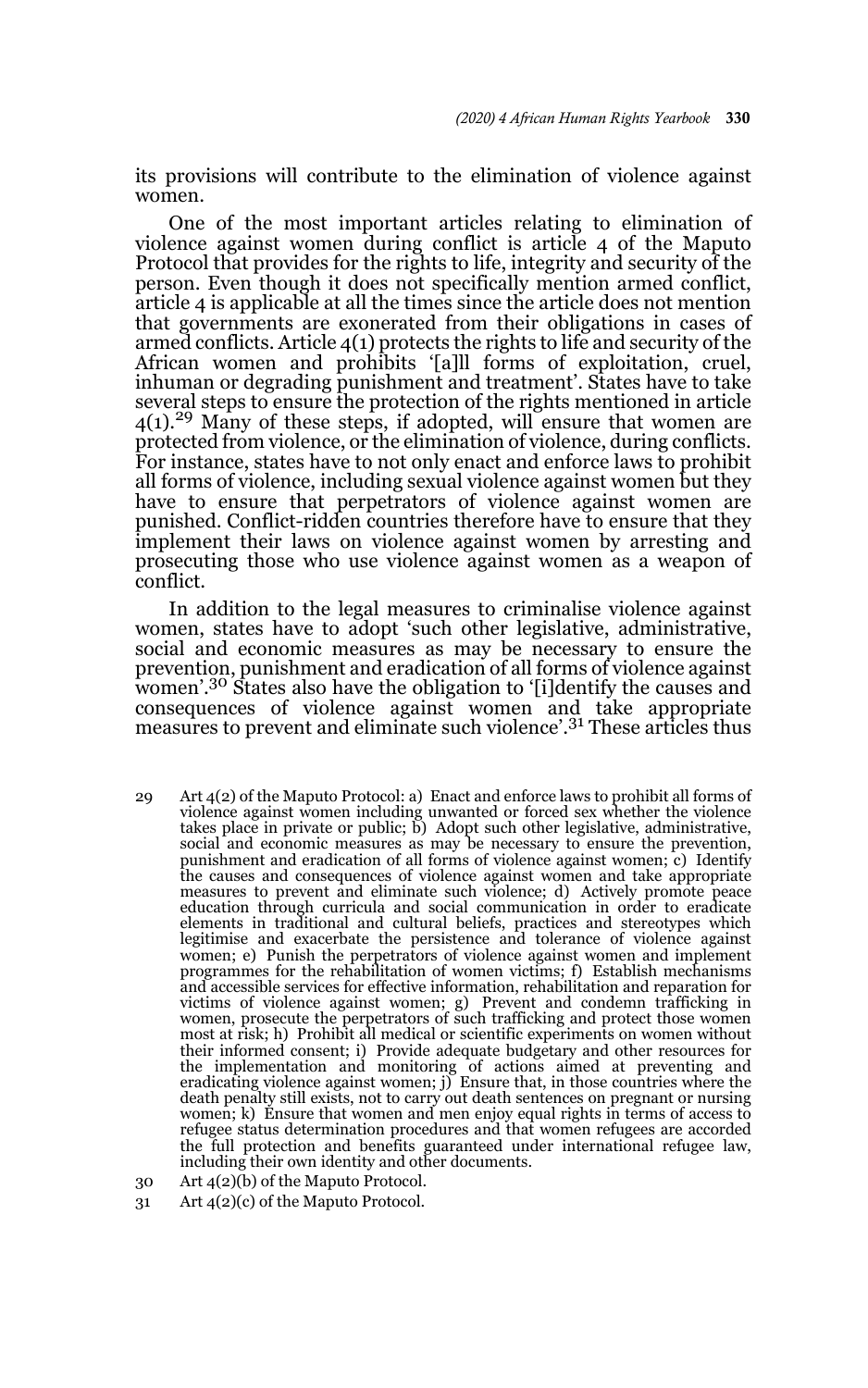its provisions will contribute to the elimination of violence against women.

One of the most important articles relating to elimination of violence against women during conflict is article 4 of the Maputo Protocol that provides for the rights to life, integrity and security of the person. Even though it does not specifically mention armed conflict, article 4 is applicable at all the times since the article does not mention that governments are exonerated from their obligations in cases of armed conflicts. Article 4(1) protects the rights to life and security of the African women and prohibits '[a]ll forms of exploitation, cruel, inhuman or degrading punishment and treatment'. States have to take several steps to ensure the protection of the rights mentioned in article 4(1).[29] Many of these steps, if adopted, will ensure that women are protected from violence, or the elimination of violence, during conflicts. For instance, states have to not only enact and enforce laws to prohibit all forms of violence, including sexual violence against women but they have to ensure that perpetrators of violence against women are punished. Conflict-ridden countries therefore have to ensure that they implement their laws on violence against women by arresting and prosecuting those who use violence against women as a weapon of conflict.

In addition to the legal measures to criminalise violence against women, states have to adopt 'such other legislative, administrative, social and economic measures as may be necessary to ensure the prevention, punishment and eradication of all forms of violence against women'.[30] States also have the obligation to '[i]dentify the causes and consequences of violence against women and take appropriate measures to prevent and eliminate such violence'.[31] These articles thus

---

29 Art 4(2) of the Maputo Protocol: a) Enact and enforce laws to prohibit all forms of violence against women including unwanted or forced sex whether the violence takes place in private or public; b) Adopt such other legislative, administrative, social and economic measures as may be necessary to ensure the prevention, punishment and eradication of all forms of violence against women; c) Identify the causes and consequences of violence against women and take appropriate measures to prevent and eliminate such violence; d) Actively promote peace education through curricula and social communication in order to eradicate elements in traditional and cultural beliefs, practices and stereotypes which legitimise and exacerbate the persistence and tolerance of violence against women; e) Punish the perpetrators of violence against women and implement programmes for the rehabilitation of women victims; f) Establish mechanisms and accessible services for effective information, rehabilitation and reparation for victims of violence against women; g) Prevent and condemn trafficking in women, prosecute the perpetrators of such trafficking and protect those women most at risk; h) Prohibit all medical or scientific experiments on women without their informed consent; i) Provide adequate budgetary and other resources for the implementation and monitoring of actions aimed at preventing and eradicating violence against women; j) Ensure that, in those countries where the death penalty still exists, not to carry out death sentences on pregnant or nursing women; k) Ensure that women and men enjoy equal rights in terms of access to refugee status determination procedures and that women refugees are accorded the full protection and benefits guaranteed under international refugee law, including their own identity and other documents.

30 Art 4(2)(b) of the Maputo Protocol.

31 Art 4(2)(c) of the Maputo Protocol.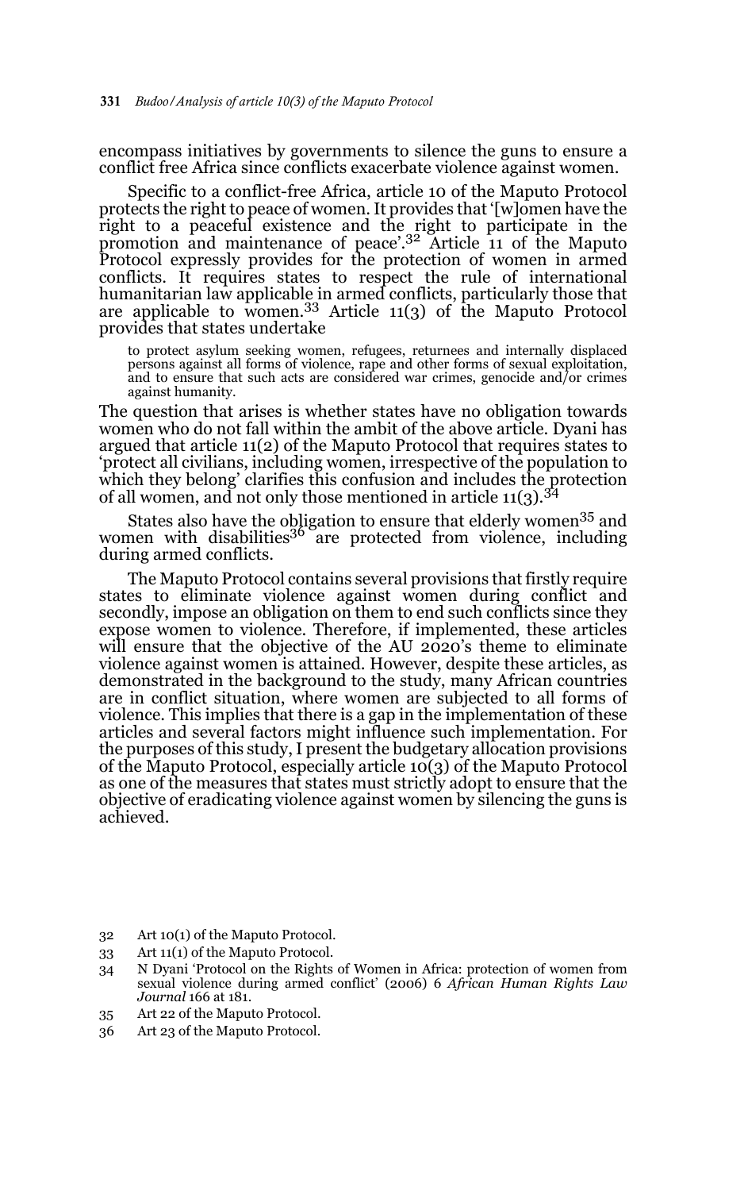encompass initiatives by governments to silence the guns to ensure a conflict free Africa since conflicts exacerbate violence against women.

Specific to a conflict-free Africa, article 10 of the Maputo Protocol protects the right to peace of women. It provides that '[w]omen have the right to a peaceful existence and the right to participate in the promotion and maintenance of peace'.[32] Article 11 of the Maputo Protocol expressly provides for the protection of women in armed conflicts. It requires states to respect the rule of international humanitarian law applicable in armed conflicts, particularly those that are applicable to women.[33] Article 11(3) of the Maputo Protocol provides that states undertake

> to protect asylum seeking women, refugees, returnees and internally displaced persons against all forms of violence, rape and other forms of sexual exploitation, and to ensure that such acts are considered war crimes, genocide and/or crimes against humanity.

The question that arises is whether states have no obligation towards women who do not fall within the ambit of the above article. Dyani has argued that article 11(2) of the Maputo Protocol that requires states to 'protect all civilians, including women, irrespective of the population to which they belong' clarifies this confusion and includes the protection of all women, and not only those mentioned in article 11(3).[34]

States also have the obligation to ensure that elderly women[35] and women with disabilities[36] are protected from violence, including during armed conflicts.

The Maputo Protocol contains several provisions that firstly require states to eliminate violence against women during conflict and secondly, impose an obligation on them to end such conflicts since they expose women to violence. Therefore, if implemented, these articles will ensure that the objective of the AU 2020's theme to eliminate violence against women is attained. However, despite these articles, as demonstrated in the background to the study, many African countries are in conflict situation, where women are subjected to all forms of violence. This implies that there is a gap in the implementation of these articles and several factors might influence such implementation. For the purposes of this study, I present the budgetary allocation provisions of the Maputo Protocol, especially article 10(3) of the Maputo Protocol as one of the measures that states must strictly adopt to ensure that the objective of eradicating violence against women by silencing the guns is achieved.

---

32 Art 10(1) of the Maputo Protocol.

33 Art 11(1) of the Maputo Protocol.

34 N Dyani 'Protocol on the Rights of Women in Africa: protection of women from sexual violence during armed conflict' (2006) 6 *African Human Rights Law Journal* 166 at 181.

35 Art 22 of the Maputo Protocol.

36 Art 23 of the Maputo Protocol.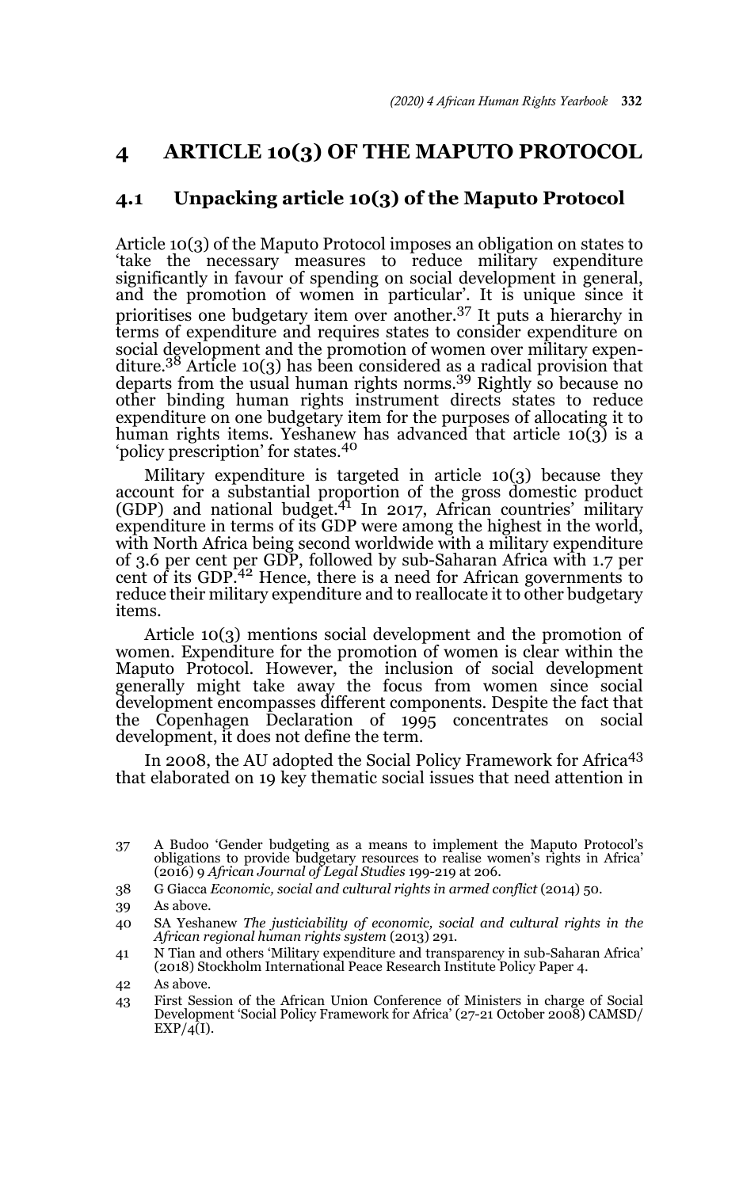# 4 ARTICLE 10(3) OF THE MAPUTO PROTOCOL

## 4.1 Unpacking article 10(3) of the Maputo Protocol

Article 10(3) of the Maputo Protocol imposes an obligation on states to 'take the necessary measures to reduce military expenditure significantly in favour of spending on social development in general, and the promotion of women in particular'. It is unique since it prioritises one budgetary item over another.[37] It puts a hierarchy in terms of expenditure and requires states to consider expenditure on social development and the promotion of women over military expenditure.[38] Article 10(3) has been considered as a radical provision that departs from the usual human rights norms.[39] Rightly so because no other binding human rights instrument directs states to reduce expenditure on one budgetary item for the purposes of allocating it to human rights items. Yeshanew has advanced that article 10(3) is a 'policy prescription' for states.[40]

Military expenditure is targeted in article 10(3) because they account for a substantial proportion of the gross domestic product (GDP) and national budget.[41] In 2017, African countries' military expenditure in terms of its GDP were among the highest in the world, with North Africa being second worldwide with a military expenditure of 3.6 per cent per GDP, followed by sub-Saharan Africa with 1.7 per cent of its GDP.[42] Hence, there is a need for African governments to reduce their military expenditure and to reallocate it to other budgetary items.

Article 10(3) mentions social development and the promotion of women. Expenditure for the promotion of women is clear within the Maputo Protocol. However, the inclusion of social development generally might take away the focus from women since social development encompasses different components. Despite the fact that the Copenhagen Declaration of 1995 concentrates on social development, it does not define the term.

In 2008, the AU adopted the Social Policy Framework for Africa[43] that elaborated on 19 key thematic social issues that need attention in

---

37 A Budoo 'Gender budgeting as a means to implement the Maputo Protocol's obligations to provide budgetary resources to realise women's rights in Africa' (2016) 9 *African Journal of Legal Studies* 199-219 at 206.

38 G Giacca *Economic, social and cultural rights in armed conflict* (2014) 50.

39 As above.

40 SA Yeshanew *The justiciability of economic, social and cultural rights in the African regional human rights system* (2013) 291.

41 N Tian and others 'Military expenditure and transparency in sub-Saharan Africa' (2018) Stockholm International Peace Research Institute Policy Paper 4.

42 As above.

43 First Session of the African Union Conference of Ministers in charge of Social Development 'Social Policy Framework for Africa' (27-21 October 2008) CAMSD/EXP/4(I).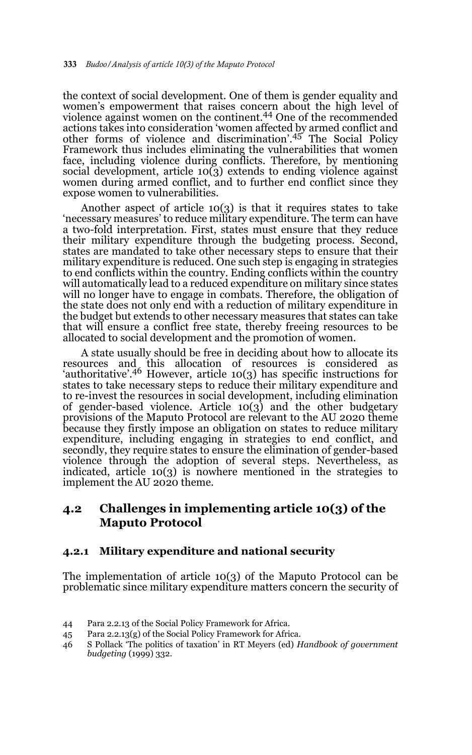the context of social development. One of them is gender equality and women's empowerment that raises concern about the high level of violence against women on the continent.[44] One of the recommended actions takes into consideration 'women affected by armed conflict and other forms of violence and discrimination'.[45] The Social Policy Framework thus includes eliminating the vulnerabilities that women face, including violence during conflicts. Therefore, by mentioning social development, article 10(3) extends to ending violence against women during armed conflict, and to further end conflict since they expose women to vulnerabilities.

Another aspect of article 10(3) is that it requires states to take 'necessary measures' to reduce military expenditure. The term can have a two-fold interpretation. First, states must ensure that they reduce their military expenditure through the budgeting process. Second, states are mandated to take other necessary steps to ensure that their military expenditure is reduced. One such step is engaging in strategies to end conflicts within the country. Ending conflicts within the country will automatically lead to a reduced expenditure on military since states will no longer have to engage in combats. Therefore, the obligation of the state does not only end with a reduction of military expenditure in the budget but extends to other necessary measures that states can take that will ensure a conflict free state, thereby freeing resources to be allocated to social development and the promotion of women.

A state usually should be free in deciding about how to allocate its resources and this allocation of resources is considered as 'authoritative'.[46] However, article 10(3) has specific instructions for states to take necessary steps to reduce their military expenditure and to re-invest the resources in social development, including elimination of gender-based violence. Article 10(3) and the other budgetary provisions of the Maputo Protocol are relevant to the AU 2020 theme because they firstly impose an obligation on states to reduce military expenditure, including engaging in strategies to end conflict, and secondly, they require states to ensure the elimination of gender-based violence through the adoption of several steps. Nevertheless, as indicated, article 10(3) is nowhere mentioned in the strategies to implement the AU 2020 theme.

## 4.2 Challenges in implementing article 10(3) of the Maputo Protocol

### 4.2.1 Military expenditure and national security

The implementation of article 10(3) of the Maputo Protocol can be problematic since military expenditure matters concern the security of

44 Para 2.2.13 of the Social Policy Framework for Africa.

45 Para 2.2.13(g) of the Social Policy Framework for Africa.

46 S Pollack 'The politics of taxation' in RT Meyers (ed) *Handbook of government budgeting* (1999) 332.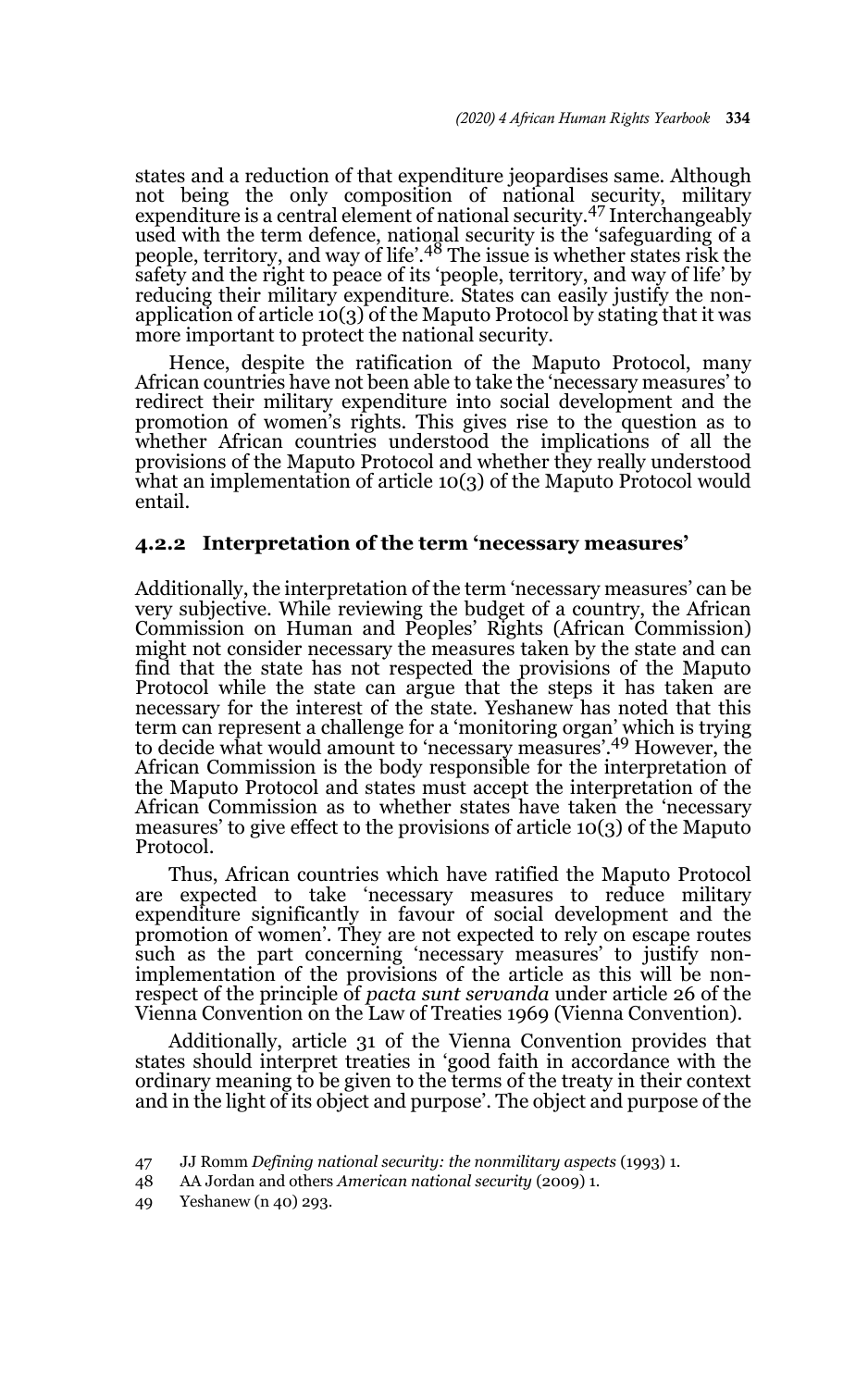states and a reduction of that expenditure jeopardises same. Although not being the only composition of national security, military expenditure is a central element of national security.[47] Interchangeably used with the term defence, national security is the 'safeguarding of a people, territory, and way of life'.[48] The issue is whether states risk the safety and the right to peace of its 'people, territory, and way of life' by reducing their military expenditure. States can easily justify the non-application of article 10(3) of the Maputo Protocol by stating that it was more important to protect the national security.

Hence, despite the ratification of the Maputo Protocol, many African countries have not been able to take the 'necessary measures' to redirect their military expenditure into social development and the promotion of women's rights. This gives rise to the question as to whether African countries understood the implications of all the provisions of the Maputo Protocol and whether they really understood what an implementation of article 10(3) of the Maputo Protocol would entail.

### 4.2.2 Interpretation of the term 'necessary measures'

Additionally, the interpretation of the term 'necessary measures' can be very subjective. While reviewing the budget of a country, the African Commission on Human and Peoples' Rights (African Commission) might not consider necessary the measures taken by the state and can find that the state has not respected the provisions of the Maputo Protocol while the state can argue that the steps it has taken are necessary for the interest of the state. Yeshanew has noted that this term can represent a challenge for a 'monitoring organ' which is trying to decide what would amount to 'necessary measures'.[49] However, the African Commission is the body responsible for the interpretation of the Maputo Protocol and states must accept the interpretation of the African Commission as to whether states have taken the 'necessary measures' to give effect to the provisions of article 10(3) of the Maputo Protocol.

Thus, African countries which have ratified the Maputo Protocol are expected to take 'necessary measures to reduce military expenditure significantly in favour of social development and the promotion of women'. They are not expected to rely on escape routes such as the part concerning 'necessary measures' to justify non-implementation of the provisions of the article as this will be non-respect of the principle of *pacta sunt servanda* under article 26 of the Vienna Convention on the Law of Treaties 1969 (Vienna Convention).

Additionally, article 31 of the Vienna Convention provides that states should interpret treaties in 'good faith in accordance with the ordinary meaning to be given to the terms of the treaty in their context and in the light of its object and purpose'. The object and purpose of the

47 JJ Romm *Defining national security: the nonmilitary aspects* (1993) 1.

48 AA Jordan and others *American national security* (2009) 1.

49 Yeshanew (n 40) 293.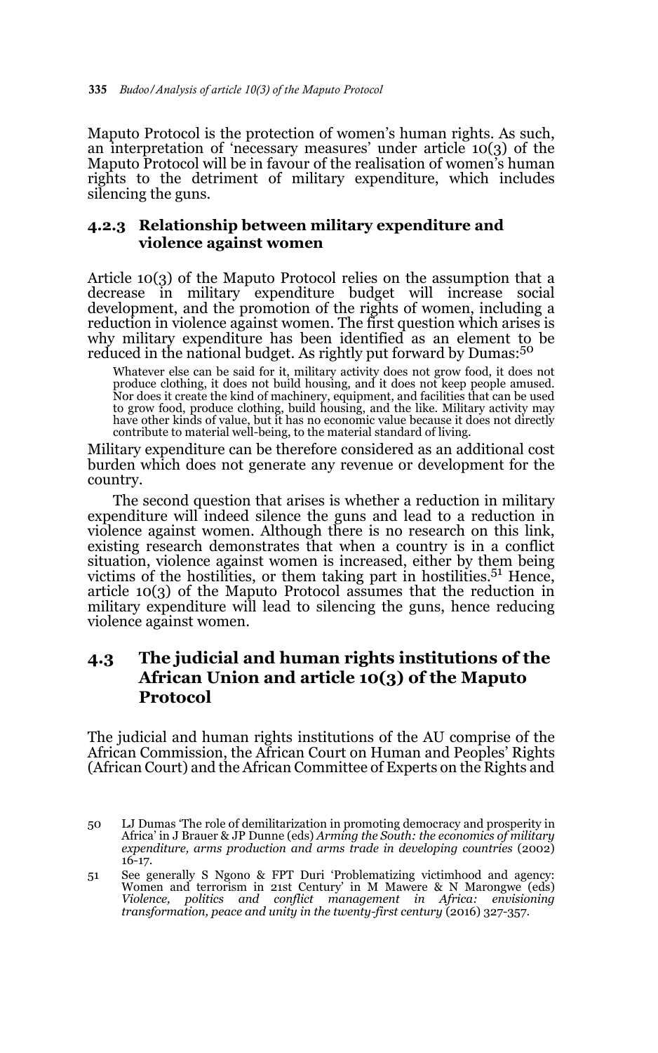Maputo Protocol is the protection of women's human rights. As such, an interpretation of 'necessary measures' under article 10(3) of the Maputo Protocol will be in favour of the realisation of women's human rights to the detriment of military expenditure, which includes silencing the guns.

### 4.2.3 Relationship between military expenditure and violence against women

Article 10(3) of the Maputo Protocol relies on the assumption that a decrease in military expenditure budget will increase social development, and the promotion of the rights of women, including a reduction in violence against women. The first question which arises is why military expenditure has been identified as an element to be reduced in the national budget. As rightly put forward by Dumas:[50]

> Whatever else can be said for it, military activity does not grow food, it does not produce clothing, it does not build housing, and it does not keep people amused. Nor does it create the kind of machinery, equipment, and facilities that can be used to grow food, produce clothing, build housing, and the like. Military activity may have other kinds of value, but it has no economic value because it does not directly contribute to material well-being, to the material standard of living.

Military expenditure can be therefore considered as an additional cost burden which does not generate any revenue or development for the country.

The second question that arises is whether a reduction in military expenditure will indeed silence the guns and lead to a reduction in violence against women. Although there is no research on this link, existing research demonstrates that when a country is in a conflict situation, violence against women is increased, either by them being victims of the hostilities, or them taking part in hostilities.[51] Hence, article 10(3) of the Maputo Protocol assumes that the reduction in military expenditure will lead to silencing the guns, hence reducing violence against women.

## 4.3 The judicial and human rights institutions of the African Union and article 10(3) of the Maputo Protocol

The judicial and human rights institutions of the AU comprise of the African Commission, the African Court on Human and Peoples' Rights (African Court) and the African Committee of Experts on the Rights and

---

50 LJ Dumas 'The role of demilitarization in promoting democracy and prosperity in Africa' in J Brauer & JP Dunne (eds) *Arming the South: the economics of military expenditure, arms production and arms trade in developing countries* (2002) 16-17.

51 See generally S Ngono & FPT Duri 'Problematizing victimhood and agency: Women and terrorism in 21st Century' in M Mawere & N Marongwe (eds) *Violence, politics and conflict management in Africa: envisioning transformation, peace and unity in the twenty-first century* (2016) 327-357.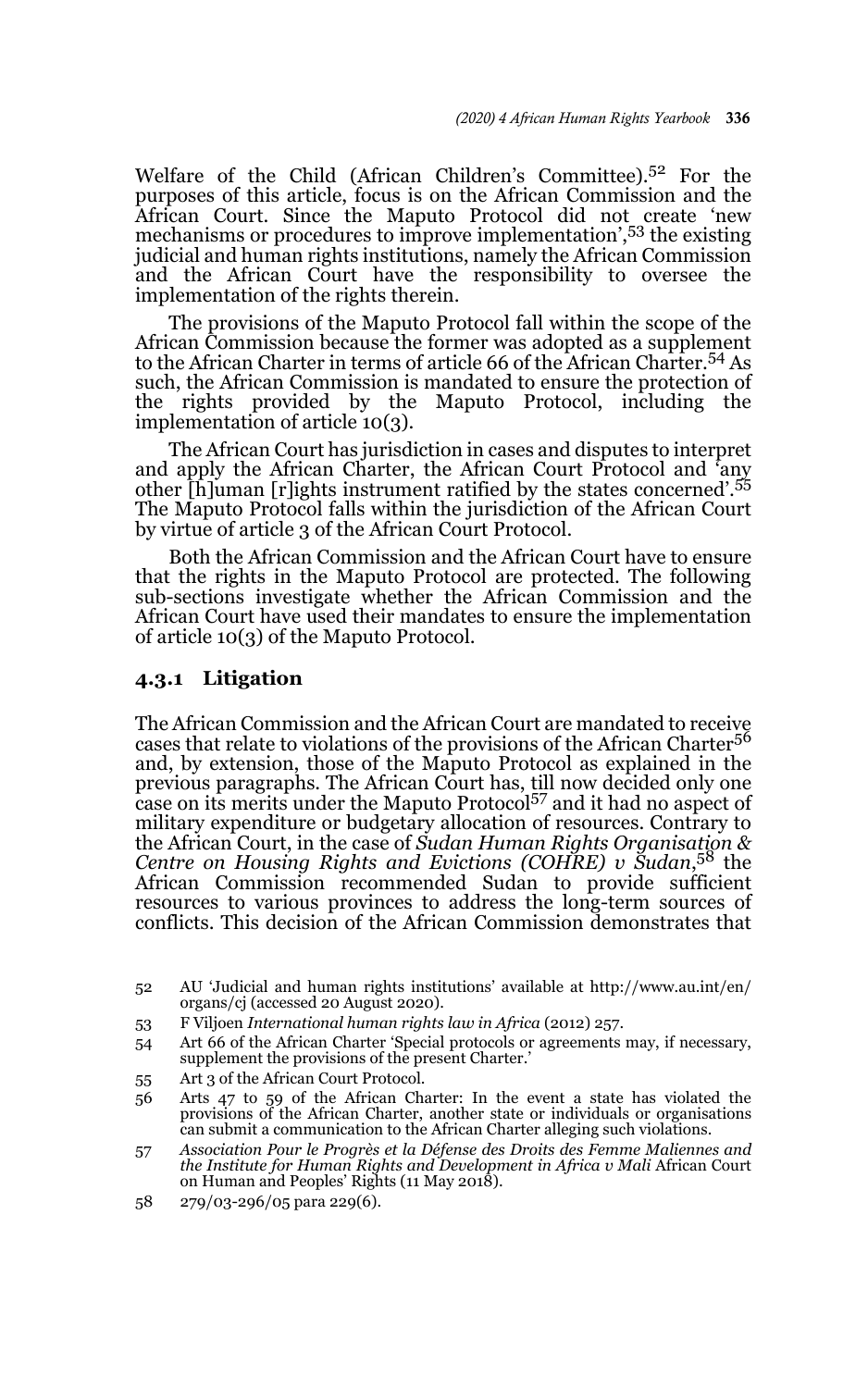Welfare of the Child (African Children's Committee).[52] For the purposes of this article, focus is on the African Commission and the African Court. Since the Maputo Protocol did not create 'new mechanisms or procedures to improve implementation',[53] the existing judicial and human rights institutions, namely the African Commission and the African Court have the responsibility to oversee the implementation of the rights therein.

The provisions of the Maputo Protocol fall within the scope of the African Commission because the former was adopted as a supplement to the African Charter in terms of article 66 of the African Charter.[54] As such, the African Commission is mandated to ensure the protection of the rights provided by the Maputo Protocol, including the implementation of article 10(3).

The African Court has jurisdiction in cases and disputes to interpret and apply the African Charter, the African Court Protocol and 'any other [h]uman [r]ights instrument ratified by the states concerned'.[55] The Maputo Protocol falls within the jurisdiction of the African Court by virtue of article 3 of the African Court Protocol.

Both the African Commission and the African Court have to ensure that the rights in the Maputo Protocol are protected. The following sub-sections investigate whether the African Commission and the African Court have used their mandates to ensure the implementation of article 10(3) of the Maputo Protocol.

### 4.3.1 Litigation

The African Commission and the African Court are mandated to receive cases that relate to violations of the provisions of the African Charter[56] and, by extension, those of the Maputo Protocol as explained in the previous paragraphs. The African Court has, till now decided only one case on its merits under the Maputo Protocol[57] and it had no aspect of military expenditure or budgetary allocation of resources. Contrary to the African Court, in the case of *Sudan Human Rights Organisation & Centre on Housing Rights and Evictions (COHRE) v Sudan*,[58] the African Commission recommended Sudan to provide sufficient resources to various provinces to address the long-term sources of conflicts. This decision of the African Commission demonstrates that

52 AU 'Judicial and human rights institutions' available at http://www.au.int/en/organs/cj (accessed 20 August 2020).

53 F Viljoen *International human rights law in Africa* (2012) 257.

54 Art 66 of the African Charter 'Special protocols or agreements may, if necessary, supplement the provisions of the present Charter.'

55 Art 3 of the African Court Protocol.

56 Arts 47 to 59 of the African Charter: In the event a state has violated the provisions of the African Charter, another state or individuals or organisations can submit a communication to the African Charter alleging such violations.

57 *Association Pour le Progrès et la Défense des Droits des Femme Maliennes and the Institute for Human Rights and Development in Africa v Mali* African Court on Human and Peoples' Rights (11 May 2018).

58 279/03-296/05 para 229(6).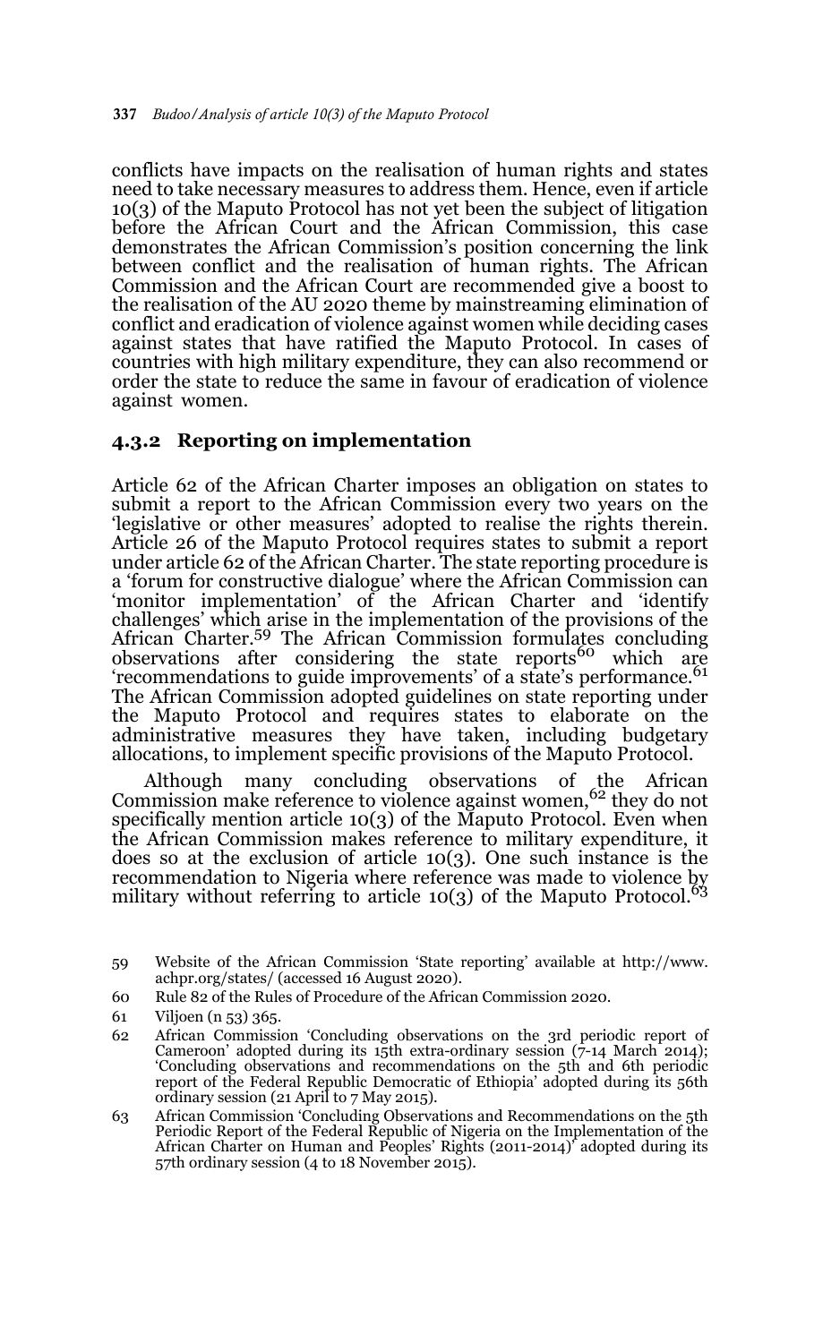conflicts have impacts on the realisation of human rights and states need to take necessary measures to address them. Hence, even if article 10(3) of the Maputo Protocol has not yet been the subject of litigation before the African Court and the African Commission, this case demonstrates the African Commission's position concerning the link between conflict and the realisation of human rights. The African Commission and the African Court are recommended give a boost to the realisation of the AU 2020 theme by mainstreaming elimination of conflict and eradication of violence against women while deciding cases against states that have ratified the Maputo Protocol. In cases of countries with high military expenditure, they can also recommend or order the state to reduce the same in favour of eradication of violence against women.

### 4.3.2 Reporting on implementation

Article 62 of the African Charter imposes an obligation on states to submit a report to the African Commission every two years on the 'legislative or other measures' adopted to realise the rights therein. Article 26 of the Maputo Protocol requires states to submit a report under article 62 of the African Charter. The state reporting procedure is a 'forum for constructive dialogue' where the African Commission can 'monitor implementation' of the African Charter and 'identify challenges' which arise in the implementation of the provisions of the African Charter.[59] The African Commission formulates concluding observations after considering the state reports[60] which are 'recommendations to guide improvements' of a state's performance.[61] The African Commission adopted guidelines on state reporting under the Maputo Protocol and requires states to elaborate on the administrative measures they have taken, including budgetary allocations, to implement specific provisions of the Maputo Protocol.

Although many concluding observations of the African Commission make reference to violence against women,[62] they do not specifically mention article 10(3) of the Maputo Protocol. Even when the African Commission makes reference to military expenditure, it does so at the exclusion of article 10(3). One such instance is the recommendation to Nigeria where reference was made to violence by military without referring to article 10(3) of the Maputo Protocol.[63]

---

59 Website of the African Commission 'State reporting' available at http://www.achpr.org/states/ (accessed 16 August 2020).

60 Rule 82 of the Rules of Procedure of the African Commission 2020.

61 Viljoen (n 53) 365.

62 African Commission 'Concluding observations on the 3rd periodic report of Cameroon' adopted during its 15th extra-ordinary session (7-14 March 2014); 'Concluding observations and recommendations on the 5th and 6th periodic report of the Federal Republic Democratic of Ethiopia' adopted during its 56th ordinary session (21 April to 7 May 2015).

63 African Commission 'Concluding Observations and Recommendations on the 5th Periodic Report of the Federal Republic of Nigeria on the Implementation of the African Charter on Human and Peoples' Rights (2011-2014)' adopted during its 57th ordinary session (4 to 18 November 2015).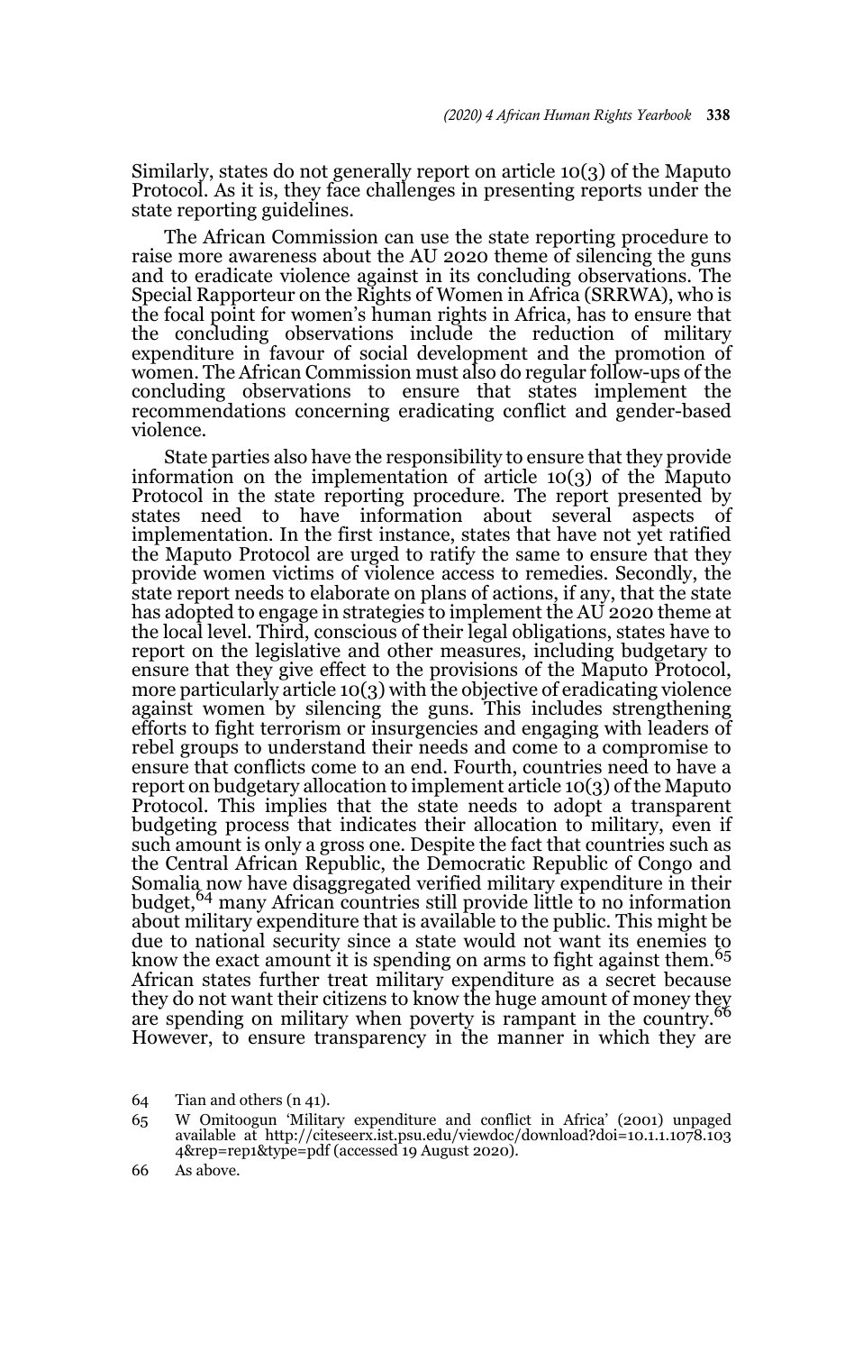Similarly, states do not generally report on article 10(3) of the Maputo Protocol. As it is, they face challenges in presenting reports under the state reporting guidelines.

The African Commission can use the state reporting procedure to raise more awareness about the AU 2020 theme of silencing the guns and to eradicate violence against in its concluding observations. The Special Rapporteur on the Rights of Women in Africa (SRRWA), who is the focal point for women's human rights in Africa, has to ensure that the concluding observations include the reduction of military expenditure in favour of social development and the promotion of women. The African Commission must also do regular follow-ups of the concluding observations to ensure that states implement the recommendations concerning eradicating conflict and gender-based violence.

State parties also have the responsibility to ensure that they provide information on the implementation of article 10(3) of the Maputo Protocol in the state reporting procedure. The report presented by states need to have information about several aspects of implementation. In the first instance, states that have not yet ratified the Maputo Protocol are urged to ratify the same to ensure that they provide women victims of violence access to remedies. Secondly, the state report needs to elaborate on plans of actions, if any, that the state has adopted to engage in strategies to implement the AU 2020 theme at the local level. Third, conscious of their legal obligations, states have to report on the legislative and other measures, including budgetary to ensure that they give effect to the provisions of the Maputo Protocol, more particularly article 10(3) with the objective of eradicating violence against women by silencing the guns. This includes strengthening efforts to fight terrorism or insurgencies and engaging with leaders of rebel groups to understand their needs and come to a compromise to ensure that conflicts come to an end. Fourth, countries need to have a report on budgetary allocation to implement article 10(3) of the Maputo Protocol. This implies that the state needs to adopt a transparent budgeting process that indicates their allocation to military, even if such amount is only a gross one. Despite the fact that countries such as the Central African Republic, the Democratic Republic of Congo and Somalia now have disaggregated verified military expenditure in their budget,[64] many African countries still provide little to no information about military expenditure that is available to the public. This might be due to national security since a state would not want its enemies to know the exact amount it is spending on arms to fight against them.[65] African states further treat military expenditure as a secret because they do not want their citizens to know the huge amount of money they are spending on military when poverty is rampant in the country.[66] However, to ensure transparency in the manner in which they are

64 Tian and others (n 41).

65 W Omitoogun 'Military expenditure and conflict in Africa' (2001) unpaged available at http://citeseerx.ist.psu.edu/viewdoc/download?doi=10.1.1.1078.1034&rep=rep1&type=pdf (accessed 19 August 2020).

66 As above.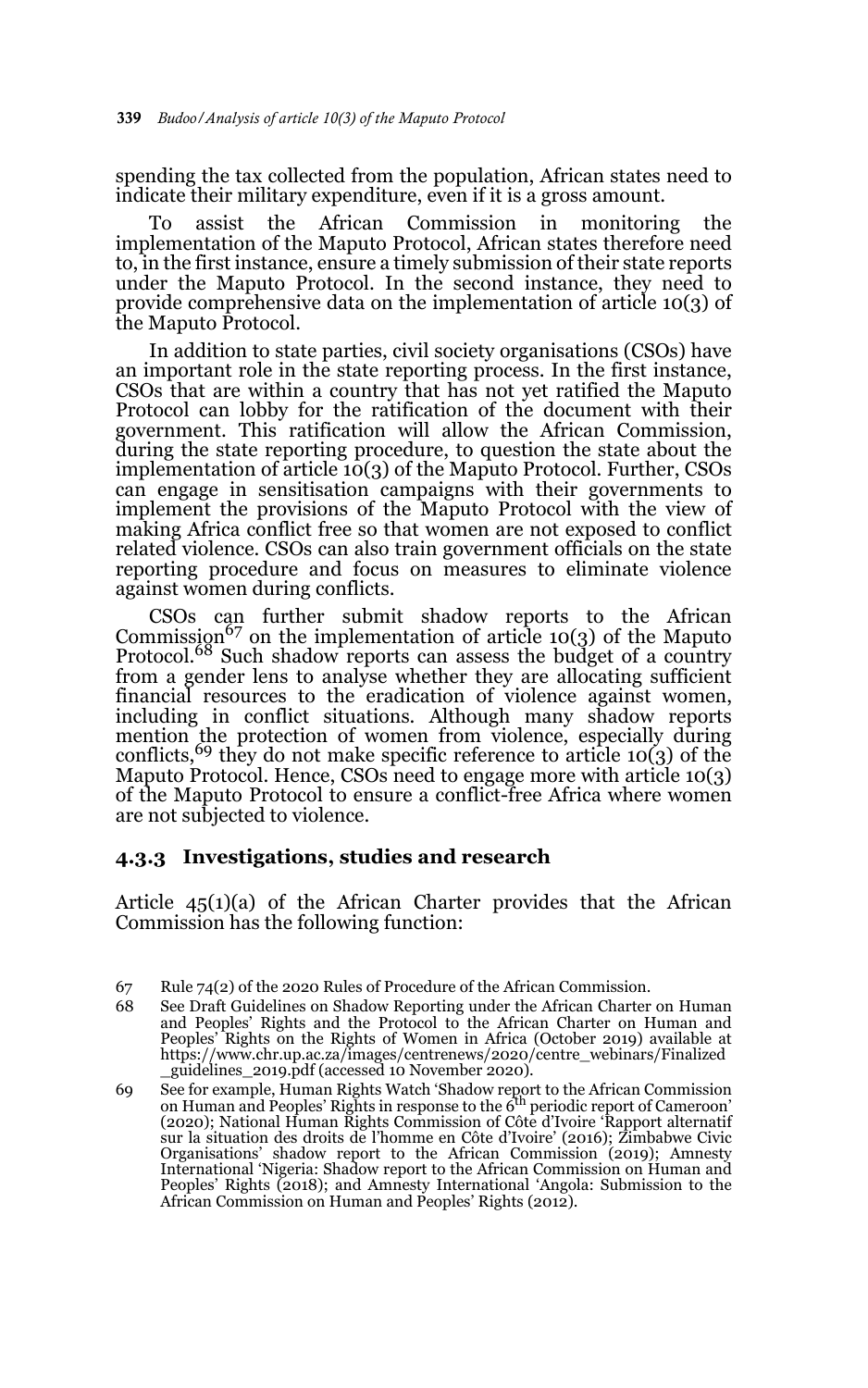spending the tax collected from the population, African states need to indicate their military expenditure, even if it is a gross amount.

To assist the African Commission in monitoring the implementation of the Maputo Protocol, African states therefore need to, in the first instance, ensure a timely submission of their state reports under the Maputo Protocol. In the second instance, they need to provide comprehensive data on the implementation of article 10(3) of the Maputo Protocol.

In addition to state parties, civil society organisations (CSOs) have an important role in the state reporting process. In the first instance, CSOs that are within a country that has not yet ratified the Maputo Protocol can lobby for the ratification of the document with their government. This ratification will allow the African Commission, during the state reporting procedure, to question the state about the implementation of article 10(3) of the Maputo Protocol. Further, CSOs can engage in sensitisation campaigns with their governments to implement the provisions of the Maputo Protocol with the view of making Africa conflict free so that women are not exposed to conflict related violence. CSOs can also train government officials on the state reporting procedure and focus on measures to eliminate violence against women during conflicts.

CSOs can further submit shadow reports to the African Commission[67] on the implementation of article 10(3) of the Maputo Protocol.[68] Such shadow reports can assess the budget of a country from a gender lens to analyse whether they are allocating sufficient financial resources to the eradication of violence against women, including in conflict situations. Although many shadow reports mention the protection of women from violence, especially during conflicts,[69] they do not make specific reference to article 10(3) of the Maputo Protocol. Hence, CSOs need to engage more with article 10(3) of the Maputo Protocol to ensure a conflict-free Africa where women are not subjected to violence.

### 4.3.3 Investigations, studies and research

Article 45(1)(a) of the African Charter provides that the African Commission has the following function:

---

67 Rule 74(2) of the 2020 Rules of Procedure of the African Commission.

68 See Draft Guidelines on Shadow Reporting under the African Charter on Human and Peoples' Rights and the Protocol to the African Charter on Human and Peoples' Rights on the Rights of Women in Africa (October 2019) available at https://www.chr.up.ac.za/images/centrenews/2020/centre_webinars/Finalized_guidelines_2019.pdf (accessed 10 November 2020).

69 See for example, Human Rights Watch 'Shadow report to the African Commission on Human and Peoples' Rights in response to the 6th periodic report of Cameroon' (2020); National Human Rights Commission of Côte d'Ivoire 'Rapport alternatif sur la situation des droits de l'homme en Côte d'Ivoire' (2016); Zimbabwe Civic Organisations' shadow report to the African Commission (2019); Amnesty International 'Nigeria: Shadow report to the African Commission on Human and Peoples' Rights (2018); and Amnesty International 'Angola: Submission to the African Commission on Human and Peoples' Rights (2012).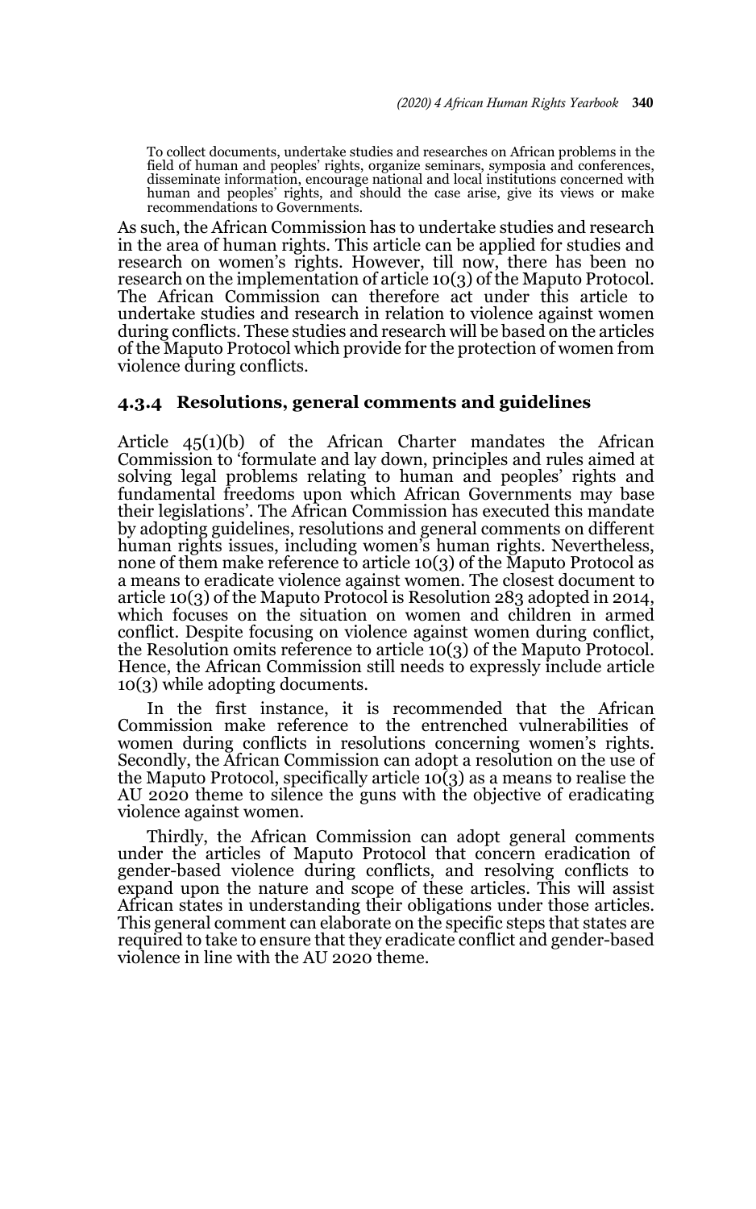> To collect documents, undertake studies and researches on African problems in the field of human and peoples' rights, organize seminars, symposia and conferences, disseminate information, encourage national and local institutions concerned with human and peoples' rights, and should the case arise, give its views or make recommendations to Governments.

As such, the African Commission has to undertake studies and research in the area of human rights. This article can be applied for studies and research on women's rights. However, till now, there has been no research on the implementation of article 10(3) of the Maputo Protocol. The African Commission can therefore act under this article to undertake studies and research in relation to violence against women during conflicts. These studies and research will be based on the articles of the Maputo Protocol which provide for the protection of women from violence during conflicts.

### 4.3.4 Resolutions, general comments and guidelines

Article 45(1)(b) of the African Charter mandates the African Commission to 'formulate and lay down, principles and rules aimed at solving legal problems relating to human and peoples' rights and fundamental freedoms upon which African Governments may base their legislations'. The African Commission has executed this mandate by adopting guidelines, resolutions and general comments on different human rights issues, including women's human rights. Nevertheless, none of them make reference to article 10(3) of the Maputo Protocol as a means to eradicate violence against women. The closest document to article 10(3) of the Maputo Protocol is Resolution 283 adopted in 2014, which focuses on the situation on women and children in armed conflict. Despite focusing on violence against women during conflict, the Resolution omits reference to article 10(3) of the Maputo Protocol. Hence, the African Commission still needs to expressly include article 10(3) while adopting documents.

In the first instance, it is recommended that the African Commission make reference to the entrenched vulnerabilities of women during conflicts in resolutions concerning women's rights. Secondly, the African Commission can adopt a resolution on the use of the Maputo Protocol, specifically article 10(3) as a means to realise the AU 2020 theme to silence the guns with the objective of eradicating violence against women.

Thirdly, the African Commission can adopt general comments under the articles of Maputo Protocol that concern eradication of gender-based violence during conflicts, and resolving conflicts to expand upon the nature and scope of these articles. This will assist African states in understanding their obligations under those articles. This general comment can elaborate on the specific steps that states are required to take to ensure that they eradicate conflict and gender-based violence in line with the AU 2020 theme.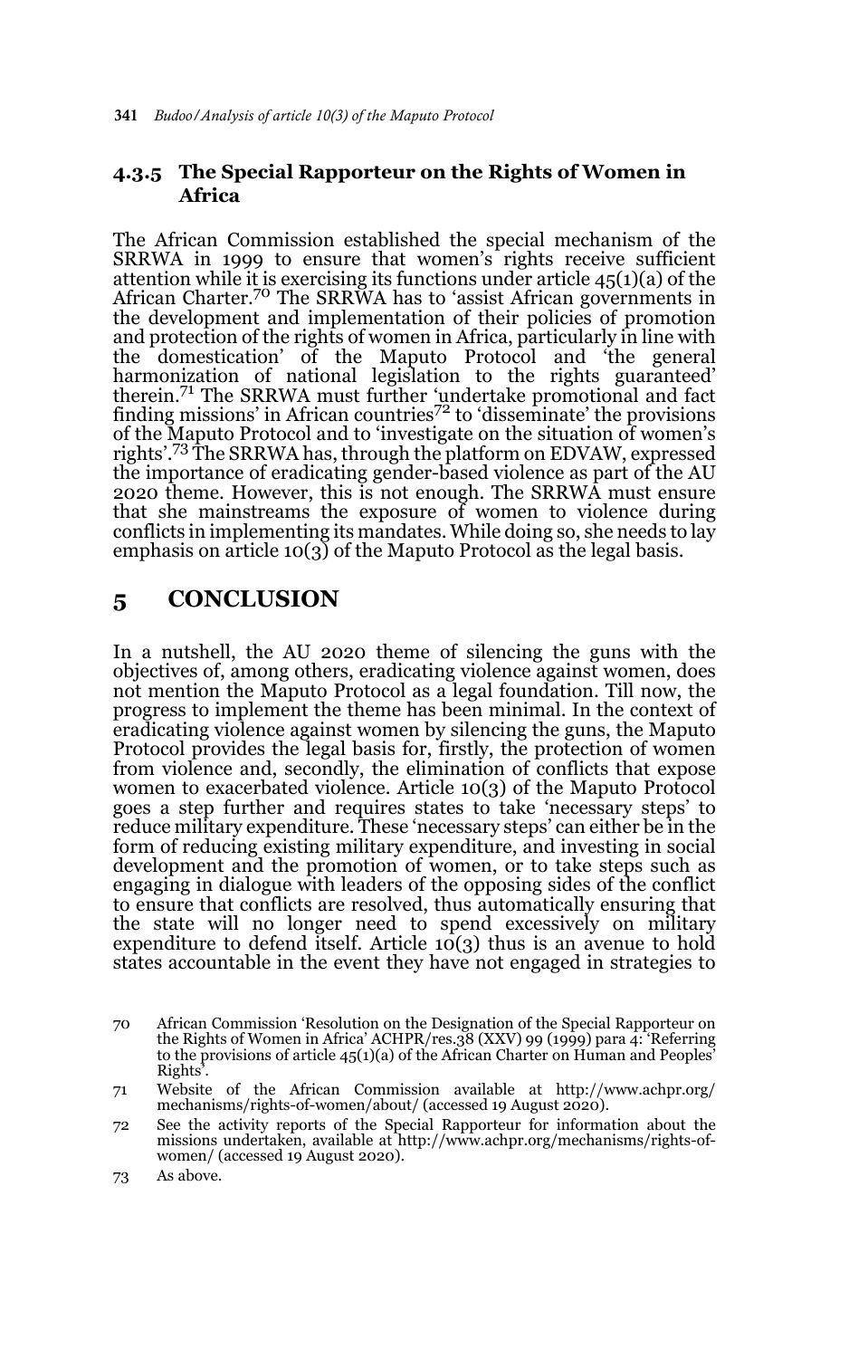### 4.3.5 The Special Rapporteur on the Rights of Women in Africa

The African Commission established the special mechanism of the SRRWA in 1999 to ensure that women's rights receive sufficient attention while it is exercising its functions under article 45(1)(a) of the African Charter.[70] The SRRWA has to 'assist African governments in the development and implementation of their policies of promotion and protection of the rights of women in Africa, particularly in line with the domestication' of the Maputo Protocol and 'the general harmonization of national legislation to the rights guaranteed' therein.[71] The SRRWA must further 'undertake promotional and fact finding missions' in African countries[72] to 'disseminate' the provisions of the Maputo Protocol and to 'investigate on the situation of women's rights'.[73] The SRRWA has, through the platform on EDVAW, expressed the importance of eradicating gender-based violence as part of the AU 2020 theme. However, this is not enough. The SRRWA must ensure that she mainstreams the exposure of women to violence during conflicts in implementing its mandates. While doing so, she needs to lay emphasis on article 10(3) of the Maputo Protocol as the legal basis.

## 5 CONCLUSION

In a nutshell, the AU 2020 theme of silencing the guns with the objectives of, among others, eradicating violence against women, does not mention the Maputo Protocol as a legal foundation. Till now, the progress to implement the theme has been minimal. In the context of eradicating violence against women by silencing the guns, the Maputo Protocol provides the legal basis for, firstly, the protection of women from violence and, secondly, the elimination of conflicts that expose women to exacerbated violence. Article 10(3) of the Maputo Protocol goes a step further and requires states to take 'necessary steps' to reduce military expenditure. These 'necessary steps' can either be in the form of reducing existing military expenditure, and investing in social development and the promotion of women, or to take steps such as engaging in dialogue with leaders of the opposing sides of the conflict to ensure that conflicts are resolved, thus automatically ensuring that the state will no longer need to spend excessively on military expenditure to defend itself. Article 10(3) thus is an avenue to hold states accountable in the event they have not engaged in strategies to

70 African Commission 'Resolution on the Designation of the Special Rapporteur on the Rights of Women in Africa' ACHPR/res.38 (XXV) 99 (1999) para 4: 'Referring to the provisions of article 45(1)(a) of the African Charter on Human and Peoples' Rights'.

71 Website of the African Commission available at http://www.achpr.org/mechanisms/rights-of-women/about/ (accessed 19 August 2020).

72 See the activity reports of the Special Rapporteur for information about the missions undertaken, available at http://www.achpr.org/mechanisms/rights-of-women/ (accessed 19 August 2020).

73 As above.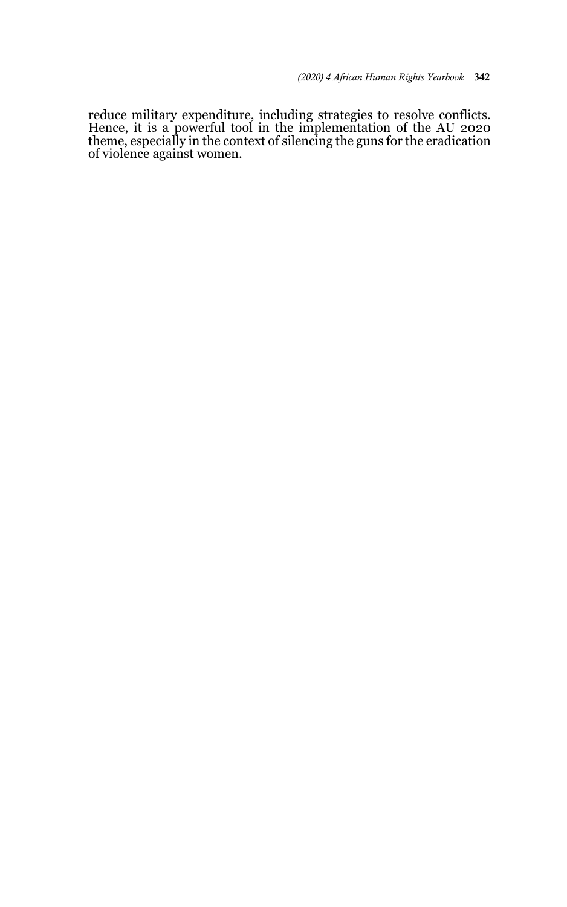reduce military expenditure, including strategies to resolve conflicts. Hence, it is a powerful tool in the implementation of the AU 2020 theme, especially in the context of silencing the guns for the eradication of violence against women.